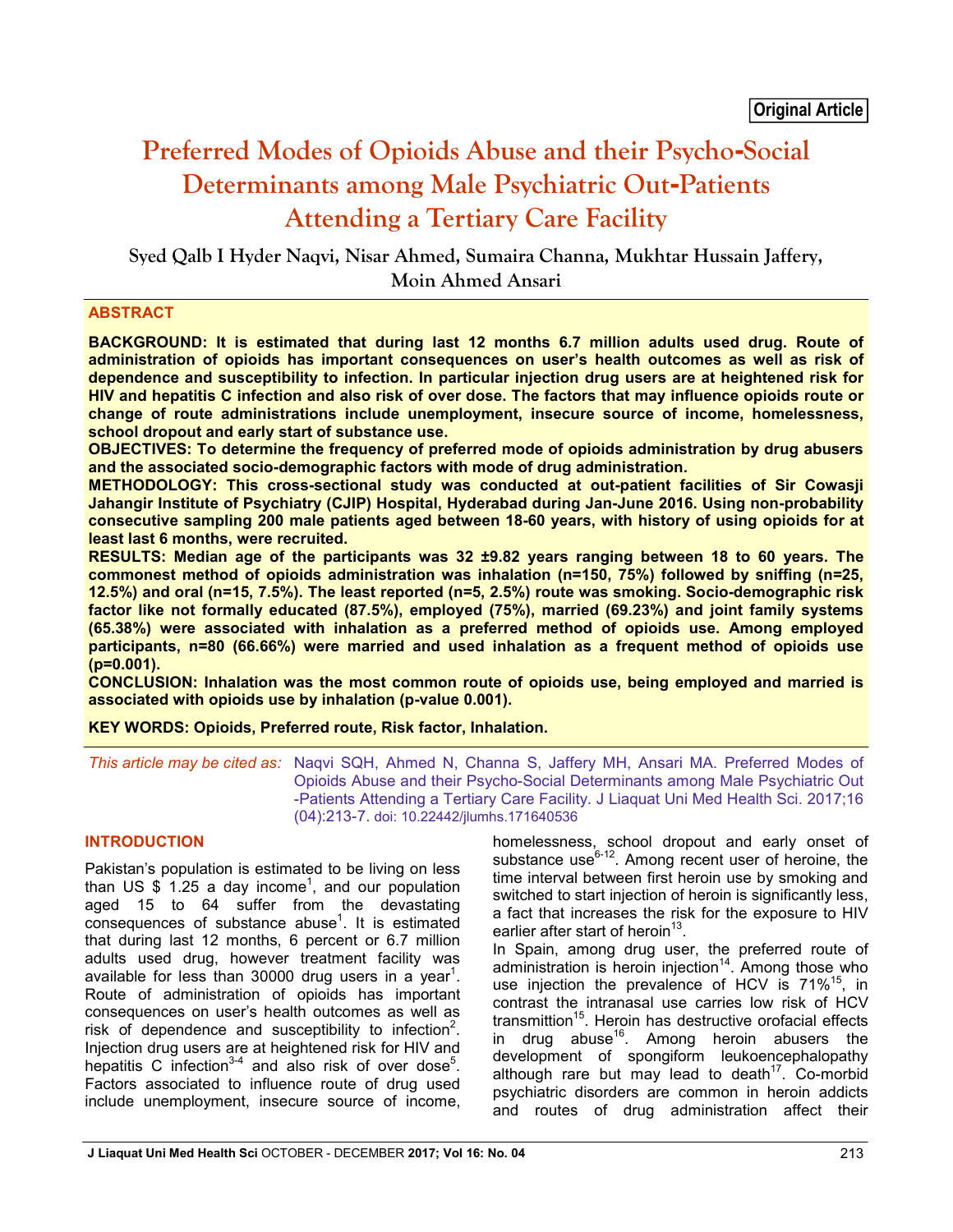Original Article

# Preferred Modes of Opioids Abuse and their Psycho-Social Determinants among Male Psychiatric Out-Patients Attending a Tertiary Care Facility

**Syed Qalb I Hyder Naqvi, Nisar Ahmed, Sumaira Channa, Mukhtar Hussain Jaffery, Moin Ahmed Ansari**

## ABSTRACT

**BACKGROUND: It is estimated that during last 12 months 6.7 million adults used drug. Route of administration of opioids has important consequences on user's health outcomes as well as risk of dependence and susceptibility to infection. In particular injection drug users are at heightened risk for HIV and hepatitis C infection and also risk of over dose. The factors that may influence opioids route or change of route administrations include unemployment, insecure source of income, homelessness, school dropout and early start of substance use.**

**OBJECTIVES: To determine the frequency of preferred mode of opioids administration by drug abusers and the associated socio-demographic factors with mode of drug administration.**

**METHODOLOGY: This cross-sectional study was conducted at out-patient facilities of Sir Cowasji Jahangir Institute of Psychiatry (CJIP) Hospital, Hyderabad during Jan-June 2016. Using non-probability consecutive sampling 200 male patients aged between 18-60 years, with history of using opioids for at least last 6 months, were recruited.**

**RESULTS: Median age of the participants was 32 ±9.82 years ranging between 18 to 60 years. The commonest method of opioids administration was inhalation (n=150, 75%) followed by sniffing (n=25, 12.5%) and oral (n=15, 7.5%). The least reported (n=5, 2.5%) route was smoking. Socio-demographic risk factor like not formally educated (87.5%), employed (75%), married (69.23%) and joint family systems (65.38%) were associated with inhalation as a preferred method of opioids use. Among employed participants, n=80 (66.66%) were married and used inhalation as a frequent method of opioids use (p=0.001).**

**CONCLUSION: Inhalation was the most common route of opioids use, being employed and married is associated with opioids use by inhalation (p-value 0.001).**

**KEY WORDS: Opioids, Preferred route, Risk factor, Inhalation.**

*This article may be cited as:* Naqvi SQH, Ahmed N, Channa S, Jaffery MH, Ansari MA. Preferred Modes of Opioids Abuse and their Psycho-Social Determinants among Male Psychiatric Out-Patients Attending a Tertiary Care Facility. J Liaquat Uni Med Health Sci. 2017;16 (04):213-7. doi: 10.22442/jlumhs.171640536

## INTRODUCTION

Pakistan's population is estimated to be living on less than US $ 1.25 a day income[1], and our population aged 15 to 64 suffer from the devastating consequences of substance abuse[1]. It is estimated that during last 12 months, 6 percent or 6.7 million adults used drug, however treatment facility was available for less than 30000 drug users in a year[1]. Route of administration of opioids has important consequences on user's health outcomes as well as risk of dependence and susceptibility to infection[2]. Injection drug users are at heightened risk for HIV and hepatitis C infection[3-4] and also risk of over dose[5]. Factors associated to influence route of drug used include unemployment, insecure source of income, homelessness, school dropout and early onset of substance use[6-12]. Among recent user of heroine, the time interval between first heroin use by smoking and switched to start injection of heroin is significantly less, a fact that increases the risk for the exposure to HIV earlier after start of heroin[13].

In Spain, among drug user, the preferred route of administration is heroin injection[14]. Among those who use injection the prevalence of HCV is 71%[15], in contrast the intranasal use carries low risk of HCV transmittion[15]. Heroin has destructive orofacial effects in drug abuse[16]. Among heroin abusers the development of spongiform leukoencephalopathy although rare but may lead to death[17]. Co-morbid psychiatric disorders are common in heroin addicts and routes of drug administration affect their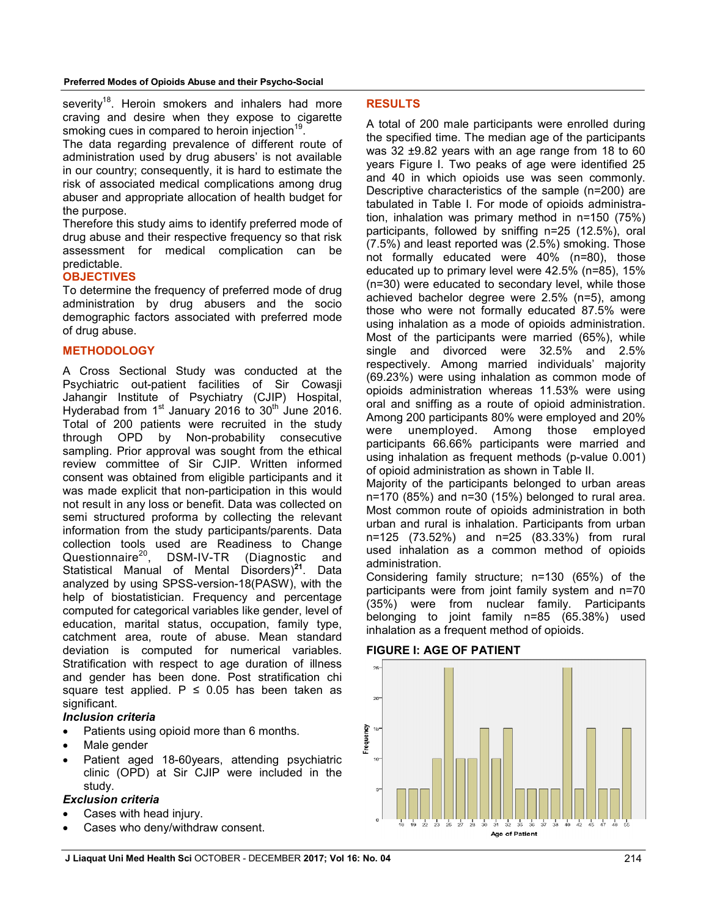severity[18]. Heroin smokers and inhalers had more craving and desire when they expose to cigarette smoking cues in compared to heroin injection[19].

The data regarding prevalence of different route of administration used by drug abusers' is not available in our country; consequently, it is hard to estimate the risk of associated medical complications among drug abuser and appropriate allocation of health budget for the purpose.

Therefore this study aims to identify preferred mode of drug abuse and their respective frequency so that risk assessment for medical complication can be predictable.

## OBJECTIVES

To determine the frequency of preferred mode of drug administration by drug abusers and the socio demographic factors associated with preferred mode of drug abuse.

## METHODOLOGY

A Cross Sectional Study was conducted at the Psychiatric out-patient facilities of Sir Cowasji Jahangir Institute of Psychiatry (CJIP) Hospital, Hyderabad from 1st January 2016 to 30th June 2016. Total of 200 patients were recruited in the study through OPD by Non-probability consecutive sampling. Prior approval was sought from the ethical review committee of Sir CJIP. Written informed consent was obtained from eligible participants and it was made explicit that non-participation in this would not result in any loss or benefit. Data was collected on semi structured proforma by collecting the relevant information from the study participants/parents. Data collection tools used are Readiness to Change Questionnaire[20], DSM-IV-TR (Diagnostic and Statistical Manual of Mental Disorders)[21]. Data analyzed by using SPSS-version-18(PASW), with the help of biostatistician. Frequency and percentage computed for categorical variables like gender, level of education, marital status, occupation, family type, catchment area, route of abuse. Mean standard deviation is computed for numerical variables. Stratification with respect to age duration of illness and gender has been done. Post stratification chi square test applied. P ≤ 0.05 has been taken as significant.

### *Inclusion criteria*

- Patients using opioid more than 6 months.
- Male gender
- Patient aged 18-60years, attending psychiatric clinic (OPD) at Sir CJIP were included in the study.

### *Exclusion criteria*

- Cases with head injury.
- Cases who deny/withdraw consent.

## RESULTS

A total of 200 male participants were enrolled during the specified time. The median age of the participants was 32 ±9.82 years with an age range from 18 to 60 years Figure I. Two peaks of age were identified 25 and 40 in which opioids use was seen commonly. Descriptive characteristics of the sample (n=200) are tabulated in Table I. For mode of opioids administration, inhalation was primary method in n=150 (75%) participants, followed by sniffing n=25 (12.5%), oral (7.5%) and least reported was (2.5%) smoking. Those not formally educated were 40% (n=80), those educated up to primary level were 42.5% (n=85), 15% (n=30) were educated to secondary level, while those achieved bachelor degree were 2.5% (n=5), among those who were not formally educated 87.5% were using inhalation as a mode of opioids administration. Most of the participants were married (65%), while single and divorced were 32.5% and 2.5% respectively. Among married individuals' majority (69.23%) were using inhalation as common mode of opioids administration whereas 11.53% were using oral and sniffing as a route of opioid administration. Among 200 participants 80% were employed and 20% were unemployed. Among those employed participants 66.66% participants were married and using inhalation as frequent methods (p-value 0.001) of opioid administration as shown in Table II.

Majority of the participants belonged to urban areas n=170 (85%) and n=30 (15%) belonged to rural area. Most common route of opioids administration in both urban and rural is inhalation. Participants from urban n=125 (73.52%) and n=25 (83.33%) from rural used inhalation as a common method of opioids administration.

Considering family structure; n=130 (65%) of the participants were from joint family system and n=70 (35%) were from nuclear family. Participants belonging to joint family n=85 (65.38%) used inhalation as a frequent method of opioids.

**FIGURE I: AGE OF PATIENT**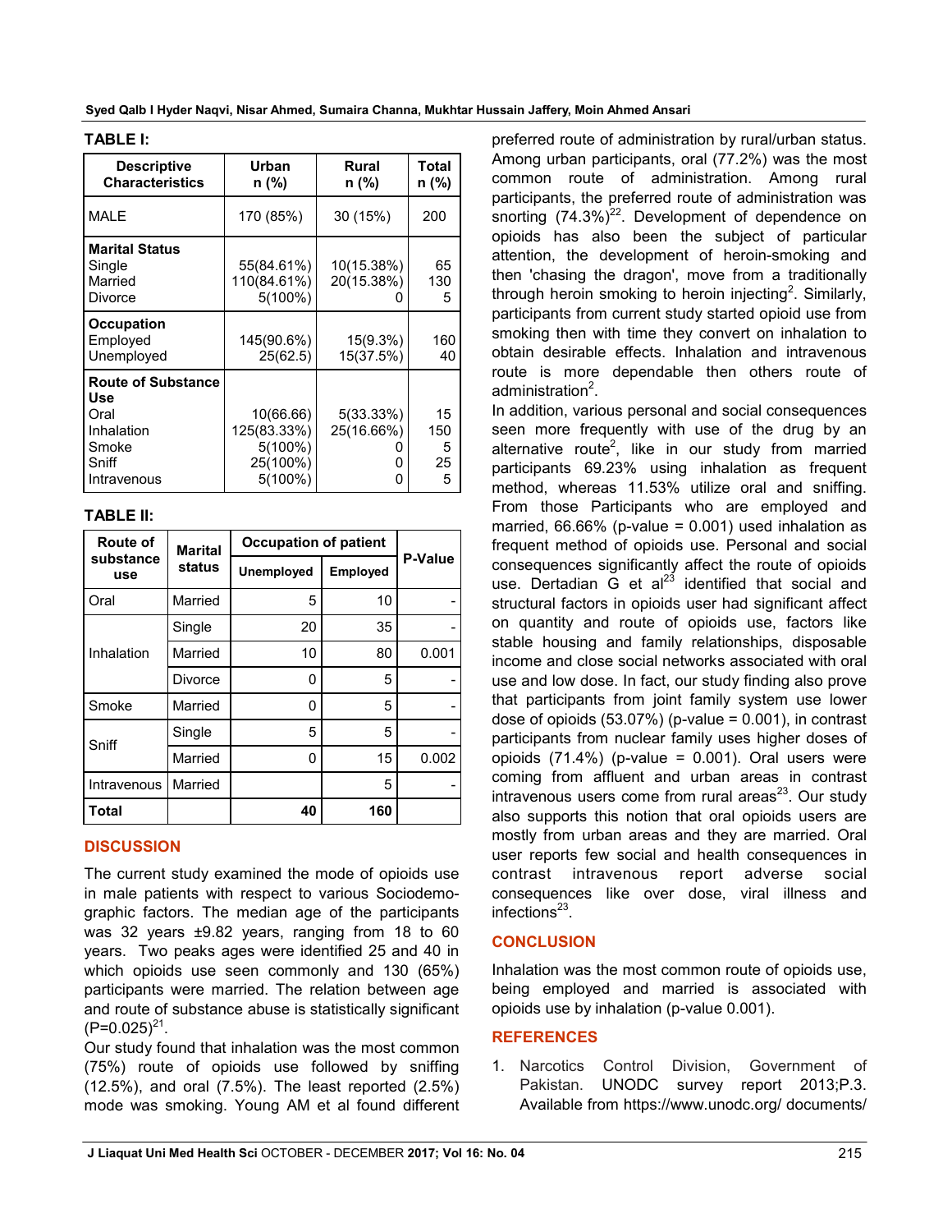**TABLE I:**

| Descriptive Characteristics | Urban n (%) | Rural n (%) | Total n (%) |
|---|---|---|---|
| MALE | 170 (85%) | 30 (15%) | 200 |
| **Marital Status** | | | |
| Single | 55(84.61%) | 10(15.38%) | 65 |
| Married | 110(84.61%) | 20(15.38%) | 130 |
| Divorce | 5(100%) | 0 | 5 |
| **Occupation** | | | |
| Employed | 145(90.6%) | 15(9.3%) | 160 |
| Unemployed | 25(62.5) | 15(37.5%) | 40 |
| **Route of Substance Use** | | | |
| Oral | 10(66.66) | 5(33.33%) | 15 |
| Inhalation | 125(83.33%) | 25(16.66%) | 150 |
| Smoke | 5(100%) | 0 | 5 |
| Sniff | 25(100%) | 0 | 25 |
| Intravenous | 5(100%) | 0 | 5 |

**TABLE II:**

| Route of substance use | Marital status | Occupation of patient | | P-Value |
|---|---|---|---|---|
| | | Unemployed | Employed | |
| Oral | Married | 5 | 10 | - |
| Inhalation | Single | 20 | 35 | - |
| | Married | 10 | 80 | 0.001 |
| | Divorce | 0 | 5 | - |
| Smoke | Married | 0 | 5 | - |
| Sniff | Single | 5 | 5 | - |
| | Married | 0 | 15 | 0.002 |
| Intravenous | Married | | 5 | - |
| **Total** | | **40** | **160** | |

## DISCUSSION

The current study examined the mode of opioids use in male patients with respect to various Sociodemographic factors. The median age of the participants was 32 years ±9.82 years, ranging from 18 to 60 years. Two peaks ages were identified 25 and 40 in which opioids use seen commonly and 130 (65%) participants were married. The relation between age and route of substance abuse is statistically significant (P=0.025)[21].

Our study found that inhalation was the most common (75%) route of opioids use followed by sniffing (12.5%), and oral (7.5%). The least reported (2.5%) mode was smoking. Young AM et al found different preferred route of administration by rural/urban status. Among urban participants, oral (77.2%) was the most common route of administration. Among rural participants, the preferred route of administration was snorting (74.3%)[22]. Development of dependence on opioids has also been the subject of particular attention, the development of heroin-smoking and then 'chasing the dragon', move from a traditionally through heroin smoking to heroin injecting[2]. Similarly, participants from current study started opioid use from smoking then with time they convert on inhalation to obtain desirable effects. Inhalation and intravenous route is more dependable then others route of administration[2].

In addition, various personal and social consequences seen more frequently with use of the drug by an alternative route[2], like in our study from married participants 69.23% using inhalation as frequent method, whereas 11.53% utilize oral and sniffing. From those Participants who are employed and married, 66.66% (p-value = 0.001) used inhalation as frequent method of opioids use. Personal and social consequences significantly affect the route of opioids use. Dertadian G et al[23] identified that social and structural factors in opioids user had significant affect on quantity and route of opioids use, factors like stable housing and family relationships, disposable income and close social networks associated with oral use and low dose. In fact, our study finding also prove that participants from joint family system use lower dose of opioids (53.07%) (p-value = 0.001), in contrast participants from nuclear family uses higher doses of opioids (71.4%) (p-value = 0.001). Oral users were coming from affluent and urban areas in contrast intravenous users come from rural areas[23]. Our study also supports this notion that oral opioids users are mostly from urban areas and they are married. Oral user reports few social and health consequences in contrast intravenous report adverse social consequences like over dose, viral illness and infections[23].

## CONCLUSION

Inhalation was the most common route of opioids use, being employed and married is associated with opioids use by inhalation (p-value 0.001).

## REFERENCES

1. Narcotics Control Division, Government of Pakistan. UNODC survey report 2013;P.3. Available from https://www.unodc.org/ documents/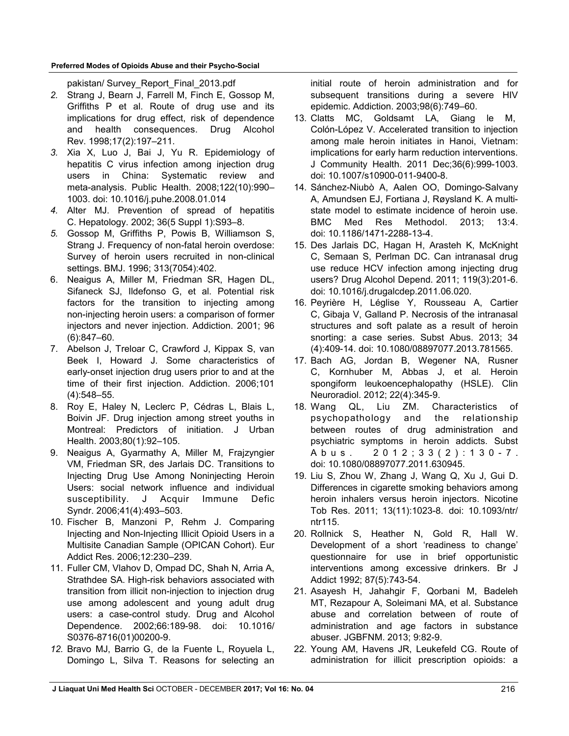pakistan/ Survey_Report_Final_2013.pdf

2. Strang J, Bearn J, Farrell M, Finch E, Gossop M, Griffiths P et al. Route of drug use and its implications for drug effect, risk of dependence and health consequences. Drug Alcohol Rev. 1998;17(2):197–211.
3. Xia X, Luo J, Bai J, Yu R. Epidemiology of hepatitis C virus infection among injection drug users in China: Systematic review and meta-analysis. Public Health. 2008;122(10):990–1003. doi: 10.1016/j.puhe.2008.01.014
4. Alter MJ. Prevention of spread of hepatitis C. Hepatology. 2002; 36(5 Suppl 1):S93–8.
5. Gossop M, Griffiths P, Powis B, Williamson S, Strang J. Frequency of non-fatal heroin overdose: Survey of heroin users recruited in non-clinical settings. BMJ. 1996; 313(7054):402.
6. Neaigus A, Miller M, Friedman SR, Hagen DL, Sifaneck SJ, Ildefonso G, et al. Potential risk factors for the transition to injecting among non-injecting heroin users: a comparison of former injectors and never injection. Addiction. 2001; 96 (6):847–60.
7. Abelson J, Treloar C, Crawford J, Kippax S, van Beek I, Howard J. Some characteristics of early-onset injection drug users prior to and at the time of their first injection. Addiction. 2006;101 (4):548–55.
8. Roy E, Haley N, Leclerc P, Cédras L, Blais L, Boivin JF. Drug injection among street youths in Montreal: Predictors of initiation. J Urban Health. 2003;80(1):92–105.
9. Neaigus A, Gyarmathy A, Miller M, Frajzyngier VM, Friedman SR, des Jarlais DC. Transitions to Injecting Drug Use Among Noninjecting Heroin Users: social network influence and individual susceptibility. J Acquir Immune Defic Syndr. 2006;41(4):493–503.
10. Fischer B, Manzoni P, Rehm J. Comparing Injecting and Non-Injecting Illicit Opioid Users in a Multisite Canadian Sample (OPICAN Cohort). Eur Addict Res. 2006;12:230–239.
11. Fuller CM, Vlahov D, Ompad DC, Shah N, Arria A, Strathdee SA. High-risk behaviors associated with transition from illicit non-injection to injection drug use among adolescent and young adult drug users: a case-control study. Drug and Alcohol Dependence. 2002;66:189-98. doi: 10.1016/S0376-8716(01)00200-9.
12. Bravo MJ, Barrio G, de la Fuente L, Royuela L, Domingo L, Silva T. Reasons for selecting an initial route of heroin administration and for subsequent transitions during a severe HIV epidemic. Addiction. 2003;98(6):749–60.
13. Clatts MC, Goldsamt LA, Giang le M, Colón-López V. Accelerated transition to injection among male heroin initiates in Hanoi, Vietnam: implications for early harm reduction interventions. J Community Health. 2011 Dec;36(6):999-1003. doi: 10.1007/s10900-011-9400-8.
14. Sánchez-Niubò A, Aalen OO, Domingo-Salvany A, Amundsen EJ, Fortiana J, Røysland K. A multi-state model to estimate incidence of heroin use. BMC Med Res Methodol. 2013; 13:4. doi: 10.1186/1471-2288-13-4.
15. Des Jarlais DC, Hagan H, Arasteh K, McKnight C, Semaan S, Perlman DC. Can intranasal drug use reduce HCV infection among injecting drug users? Drug Alcohol Depend. 2011; 119(3):201-6. doi: 10.1016/j.drugalcdep.2011.06.020.
16. Peyrière H, Léglise Y, Rousseau A, Cartier C, Gibaja V, Galland P. Necrosis of the intranasal structures and soft palate as a result of heroin snorting: a case series. Subst Abus. 2013; 34 (4):409-14. doi: 10.1080/08897077.2013.781565.
17. Bach AG, Jordan B, Wegener NA, Rusner C, Kornhuber M, Abbas J, et al. Heroin spongiform leukoencephalopathy (HSLE). Clin Neuroradiol. 2012; 22(4):345-9.
18. Wang QL, Liu ZM. Characteristics of psychopathology and the relationship between routes of drug administration and psychiatric symptoms in heroin addicts. Subst Abus. 2012;33(2):130-7. doi: 10.1080/08897077.2011.630945.
19. Liu S, Zhou W, Zhang J, Wang Q, Xu J, Gui D. Differences in cigarette smoking behaviors among heroin inhalers versus heroin injectors. Nicotine Tob Res. 2011; 13(11):1023-8. doi: 10.1093/ntr/ntr115.
20. Rollnick S, Heather N, Gold R, Hall W. Development of a short 'readiness to change' questionnaire for use in brief opportunistic interventions among excessive drinkers. Br J Addict 1992; 87(5):743-54.
21. Asayesh H, Jahahgir F, Qorbani M, Badeleh MT, Rezapour A, Soleimani MA, et al. Substance abuse and correlation between of route of administration and age factors in substance abuser. JGBFNM. 2013; 9:82-9.
22. Young AM, Havens JR, Leukefeld CG. Route of administration for illicit prescription opioids: a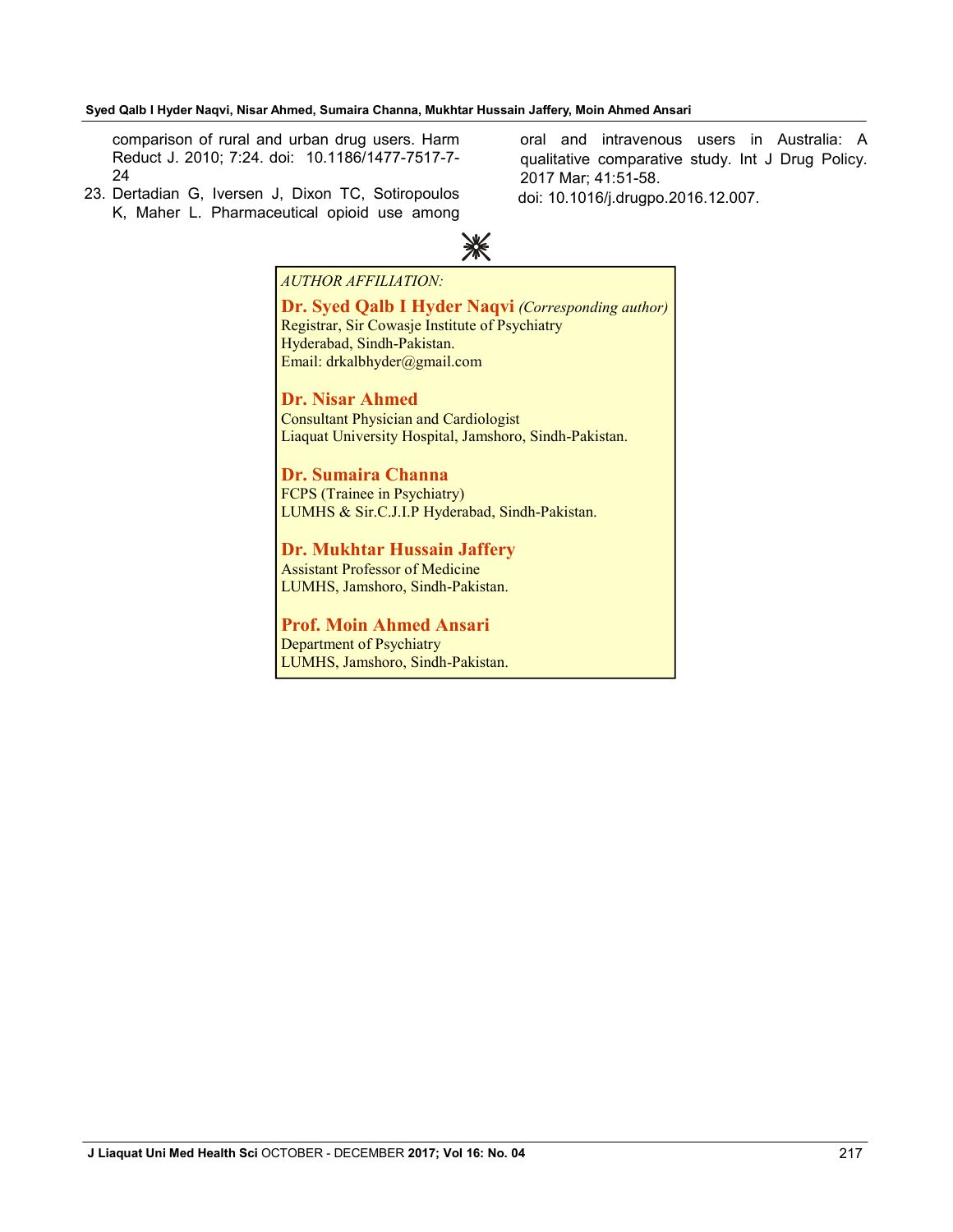comparison of rural and urban drug users. Harm Reduct J. 2010; 7:24. doi: 10.1186/1477-7517-7-24

23. Dertadian G, Iversen J, Dixon TC, Sotiropoulos K, Maher L. Pharmaceutical opioid use among oral and intravenous users in Australia: A qualitative comparative study. Int J Drug Policy. 2017 Mar; 41:51-58. doi: 10.1016/j.drugpo.2016.12.007.

*AUTHOR AFFILIATION:*

**Dr. Syed Qalb I Hyder Naqvi** *(Corresponding author)*
Registrar, Sir Cowasje Institute of Psychiatry
Hyderabad, Sindh-Pakistan.
Email: drkalbhyder@gmail.com

**Dr. Nisar Ahmed**
Consultant Physician and Cardiologist
Liaquat University Hospital, Jamshoro, Sindh-Pakistan.

**Dr. Sumaira Channa**
FCPS (Trainee in Psychiatry)
LUMHS & Sir.C.J.I.P Hyderabad, Sindh-Pakistan.

**Dr. Mukhtar Hussain Jaffery**
Assistant Professor of Medicine
LUMHS, Jamshoro, Sindh-Pakistan.

**Prof. Moin Ahmed Ansari**
Department of Psychiatry
LUMHS, Jamshoro, Sindh-Pakistan.